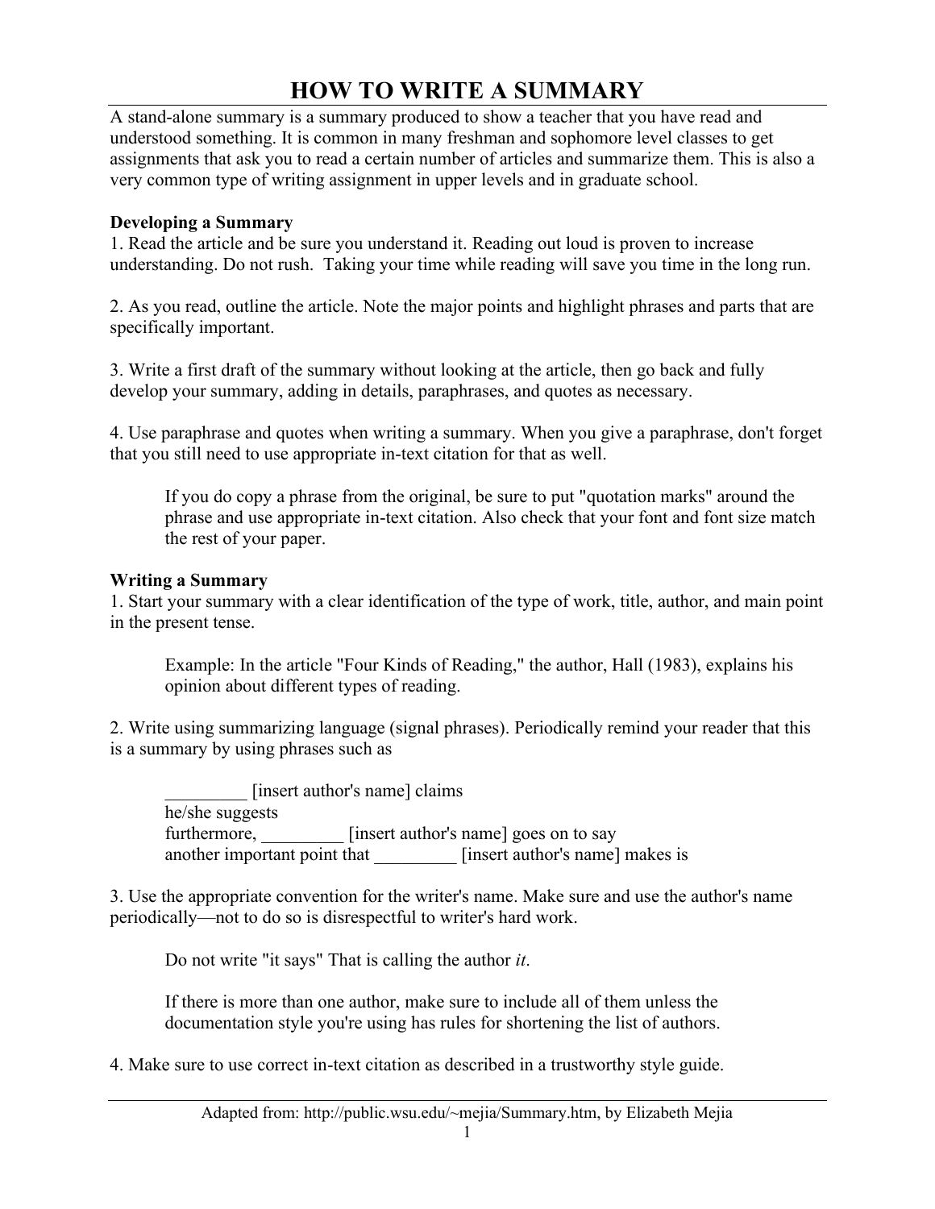# HOW TO WRITE A SUMMARY

A stand-alone summary is a summary produced to show a teacher that you have read and understood something. It is common in many freshman and sophomore level classes to get assignments that ask you to read a certain number of articles and summarize them. This is also a very common type of writing assignment in upper levels and in graduate school.

**Developing a Summary**

1. Read the article and be sure you understand it. Reading out loud is proven to increase understanding. Do not rush. Taking your time while reading will save you time in the long run.

2. As you read, outline the article. Note the major points and highlight phrases and parts that are specifically important.

3. Write a first draft of the summary without looking at the article, then go back and fully develop your summary, adding in details, paraphrases, and quotes as necessary.

4. Use paraphrase and quotes when writing a summary. When you give a paraphrase, don't forget that you still need to use appropriate in-text citation for that as well.

   If you do copy a phrase from the original, be sure to put "quotation marks" around the phrase and use appropriate in-text citation. Also check that your font and font size match the rest of your paper.

**Writing a Summary**

1. Start your summary with a clear identification of the type of work, title, author, and main point in the present tense.

   Example: In the article "Four Kinds of Reading," the author, Hall (1983), explains his opinion about different types of reading.

2. Write using summarizing language (signal phrases). Periodically remind your reader that this is a summary by using phrases such as

   _________ [insert author's name] claims
   he/she suggests
   furthermore, _________ [insert author's name] goes on to say
   another important point that _________ [insert author's name] makes is

3. Use the appropriate convention for the writer's name. Make sure and use the author's name periodically—not to do so is disrespectful to writer's hard work.

   Do not write "it says" That is calling the author *it*.

   If there is more than one author, make sure to include all of them unless the documentation style you're using has rules for shortening the list of authors.

4. Make sure to use correct in-text citation as described in a trustworthy style guide.

Adapted from: http://public.wsu.edu/~mejia/Summary.htm, by Elizabeth Mejia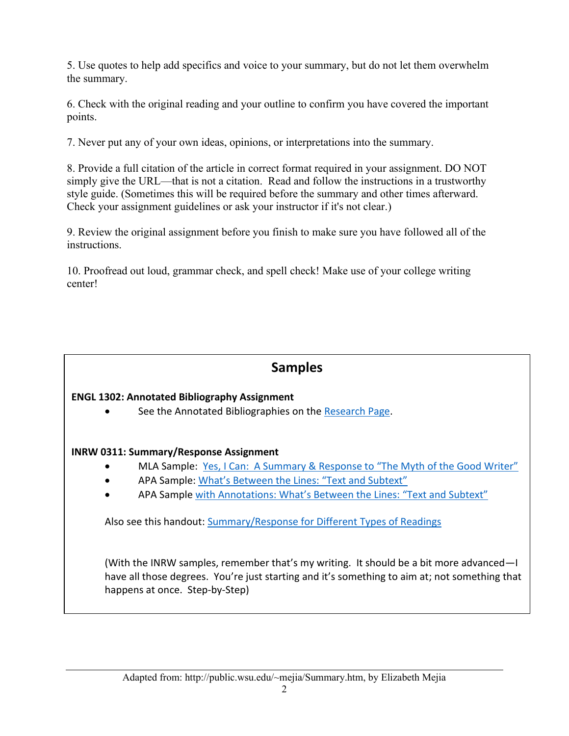5. Use quotes to help add specifics and voice to your summary, but do not let them overwhelm the summary.

6. Check with the original reading and your outline to confirm you have covered the important points.

7. Never put any of your own ideas, opinions, or interpretations into the summary.

8. Provide a full citation of the article in correct format required in your assignment. DO NOT simply give the URL—that is not a citation. Read and follow the instructions in a trustworthy style guide. (Sometimes this will be required before the summary and other times afterward. Check your assignment guidelines or ask your instructor if it's not clear.)

9. Review the original assignment before you finish to make sure you have followed all of the instructions.

10. Proofread out loud, grammar check, and spell check! Make use of your college writing center!

## Samples

**ENGL 1302: Annotated Bibliography Assignment**

- See the Annotated Bibliographies on the Research Page.

**INRW 0311: Summary/Response Assignment**

- MLA Sample: Yes, I Can: A Summary & Response to "The Myth of the Good Writer"
- APA Sample: What's Between the Lines: "Text and Subtext"
- APA Sample with Annotations: What's Between the Lines: "Text and Subtext"

Also see this handout: Summary/Response for Different Types of Readings

(With the INRW samples, remember that's my writing. It should be a bit more advanced—I have all those degrees. You're just starting and it's something to aim at; not something that happens at once. Step-by-Step)

Adapted from: http://public.wsu.edu/~mejia/Summary.htm, by Elizabeth Mejia